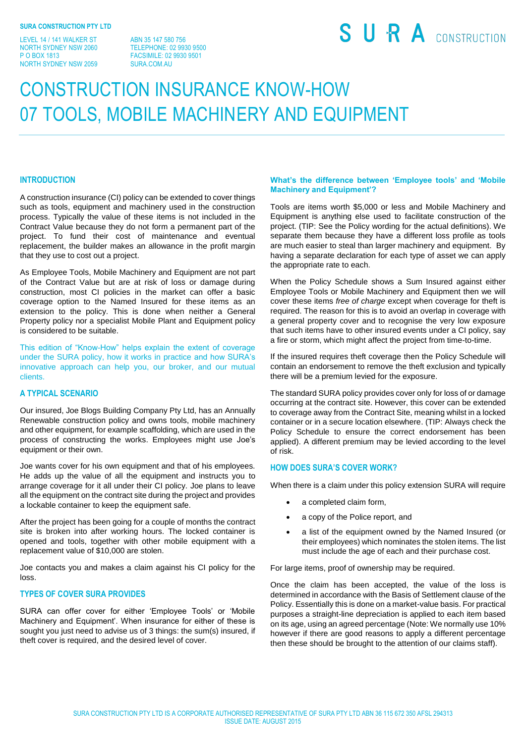**SURA CONSTRUCTION PTY LTD**

LEVEL 14 / 141 WALKER ST
NORTH SYDNEY NSW 2060
P O BOX 1813
NORTH SYDNEY NSW 2059

ABN 35 147 580 756
TELEPHONE: 02 9930 9500
FACSIMILE: 02 9930 9501
SURA.COM.AU

SURA CONSTRUCTION

# CONSTRUCTION INSURANCE KNOW-HOW
# 07 TOOLS, MOBILE MACHINERY AND EQUIPMENT

## INTRODUCTION

A construction insurance (CI) policy can be extended to cover things such as tools, equipment and machinery used in the construction process. Typically the value of these items is not included in the Contract Value because they do not form a permanent part of the project. To fund their cost of maintenance and eventual replacement, the builder makes an allowance in the profit margin that they use to cost out a project.

As Employee Tools, Mobile Machinery and Equipment are not part of the Contract Value but are at risk of loss or damage during construction, most CI policies in the market can offer a basic coverage option to the Named Insured for these items as an extension to the policy. This is done when neither a General Property policy nor a specialist Mobile Plant and Equipment policy is considered to be suitable.

This edition of "Know-How" helps explain the extent of coverage under the SURA policy, how it works in practice and how SURA's innovative approach can help you, our broker, and our mutual clients.

## A TYPICAL SCENARIO

Our insured, Joe Blogs Building Company Pty Ltd, has an Annually Renewable construction policy and owns tools, mobile machinery and other equipment, for example scaffolding, which are used in the process of constructing the works. Employees might use Joe's equipment or their own.

Joe wants cover for his own equipment and that of his employees. He adds up the value of all the equipment and instructs you to arrange coverage for it all under their CI policy. Joe plans to leave all the equipment on the contract site during the project and provides a lockable container to keep the equipment safe.

After the project has been going for a couple of months the contract site is broken into after working hours. The locked container is opened and tools, together with other mobile equipment with a replacement value of $10,000 are stolen.

Joe contacts you and makes a claim against his CI policy for the loss.

## TYPES OF COVER SURA PROVIDES

SURA can offer cover for either 'Employee Tools' or 'Mobile Machinery and Equipment'. When insurance for either of these is sought you just need to advise us of 3 things: the sum(s) insured, if theft cover is required, and the desired level of cover.

### What's the difference between 'Employee tools' and 'Mobile Machinery and Equipment'?

Tools are items worth $5,000 or less and Mobile Machinery and Equipment is anything else used to facilitate construction of the project. (TIP: See the Policy wording for the actual definitions). We separate them because they have a different loss profile as tools are much easier to steal than larger machinery and equipment. By having a separate declaration for each type of asset we can apply the appropriate rate to each.

When the Policy Schedule shows a Sum Insured against either Employee Tools or Mobile Machinery and Equipment then we will cover these items *free of charge* except when coverage for theft is required. The reason for this is to avoid an overlap in coverage with a general property cover and to recognise the very low exposure that such items have to other insured events under a CI policy, say a fire or storm, which might affect the project from time-to-time.

If the insured requires theft coverage then the Policy Schedule will contain an endorsement to remove the theft exclusion and typically there will be a premium levied for the exposure.

The standard SURA policy provides cover only for loss of or damage occurring at the contract site. However, this cover can be extended to coverage away from the Contract Site, meaning whilst in a locked container or in a secure location elsewhere. (TIP: Always check the Policy Schedule to ensure the correct endorsement has been applied). A different premium may be levied according to the level of risk.

## HOW DOES SURA'S COVER WORK?

When there is a claim under this policy extension SURA will require

- a completed claim form,
- a copy of the Police report, and
- a list of the equipment owned by the Named Insured (or their employees) which nominates the stolen items. The list must include the age of each and their purchase cost.

For large items, proof of ownership may be required.

Once the claim has been accepted, the value of the loss is determined in accordance with the Basis of Settlement clause of the Policy. Essentially this is done on a market-value basis. For practical purposes a straight-line depreciation is applied to each item based on its age, using an agreed percentage (Note: We normally use 10% however if there are good reasons to apply a different percentage then these should be brought to the attention of our claims staff).

SURA CONSTRUCTION PTY LTD IS A CORPORATE AUTHORISED REPRESENTATIVE OF SURA PTY LTD ABN 36 115 672 350 AFSL 294313
ISSUE DATE: AUGUST 2015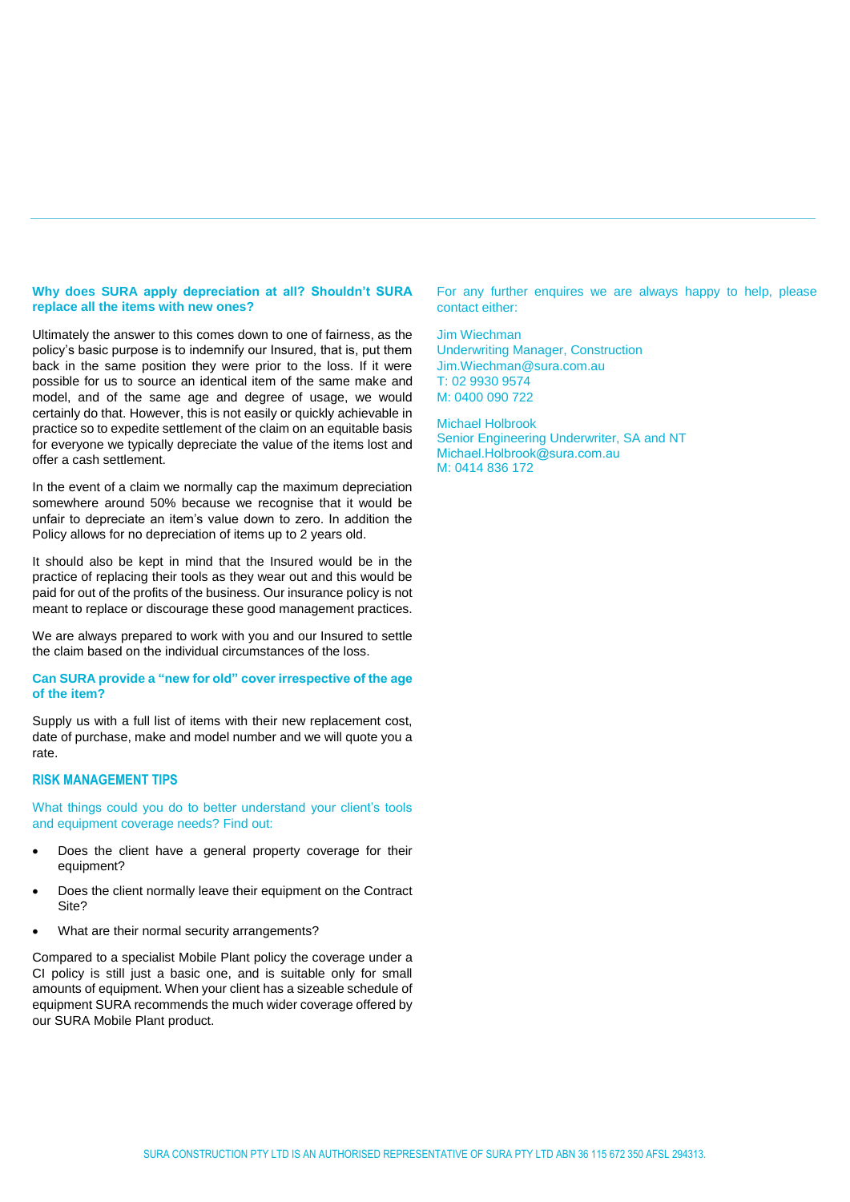### Why does SURA apply depreciation at all? Shouldn't SURA replace all the items with new ones?

Ultimately the answer to this comes down to one of fairness, as the policy's basic purpose is to indemnify our Insured, that is, put them back in the same position they were prior to the loss. If it were possible for us to source an identical item of the same make and model, and of the same age and degree of usage, we would certainly do that. However, this is not easily or quickly achievable in practice so to expedite settlement of the claim on an equitable basis for everyone we typically depreciate the value of the items lost and offer a cash settlement.

In the event of a claim we normally cap the maximum depreciation somewhere around 50% because we recognise that it would be unfair to depreciate an item's value down to zero. In addition the Policy allows for no depreciation of items up to 2 years old.

It should also be kept in mind that the Insured would be in the practice of replacing their tools as they wear out and this would be paid for out of the profits of the business. Our insurance policy is not meant to replace or discourage these good management practices.

We are always prepared to work with you and our Insured to settle the claim based on the individual circumstances of the loss.

### Can SURA provide a "new for old" cover irrespective of the age of the item?

Supply us with a full list of items with their new replacement cost, date of purchase, make and model number and we will quote you a rate.

## RISK MANAGEMENT TIPS

What things could you do to better understand your client's tools and equipment coverage needs? Find out:

- Does the client have a general property coverage for their equipment?
- Does the client normally leave their equipment on the Contract Site?
- What are their normal security arrangements?

Compared to a specialist Mobile Plant policy the coverage under a CI policy is still just a basic one, and is suitable only for small amounts of equipment. When your client has a sizeable schedule of equipment SURA recommends the much wider coverage offered by our SURA Mobile Plant product.

For any further enquires we are always happy to help, please contact either:

Jim Wiechman
Underwriting Manager, Construction
Jim.Wiechman@sura.com.au
T: 02 9930 9574
M: 0400 090 722

Michael Holbrook
Senior Engineering Underwriter, SA and NT
Michael.Holbrook@sura.com.au
M: 0414 836 172

SURA CONSTRUCTION PTY LTD IS AN AUTHORISED REPRESENTATIVE OF SURA PTY LTD ABN 36 115 672 350 AFSL 294313.